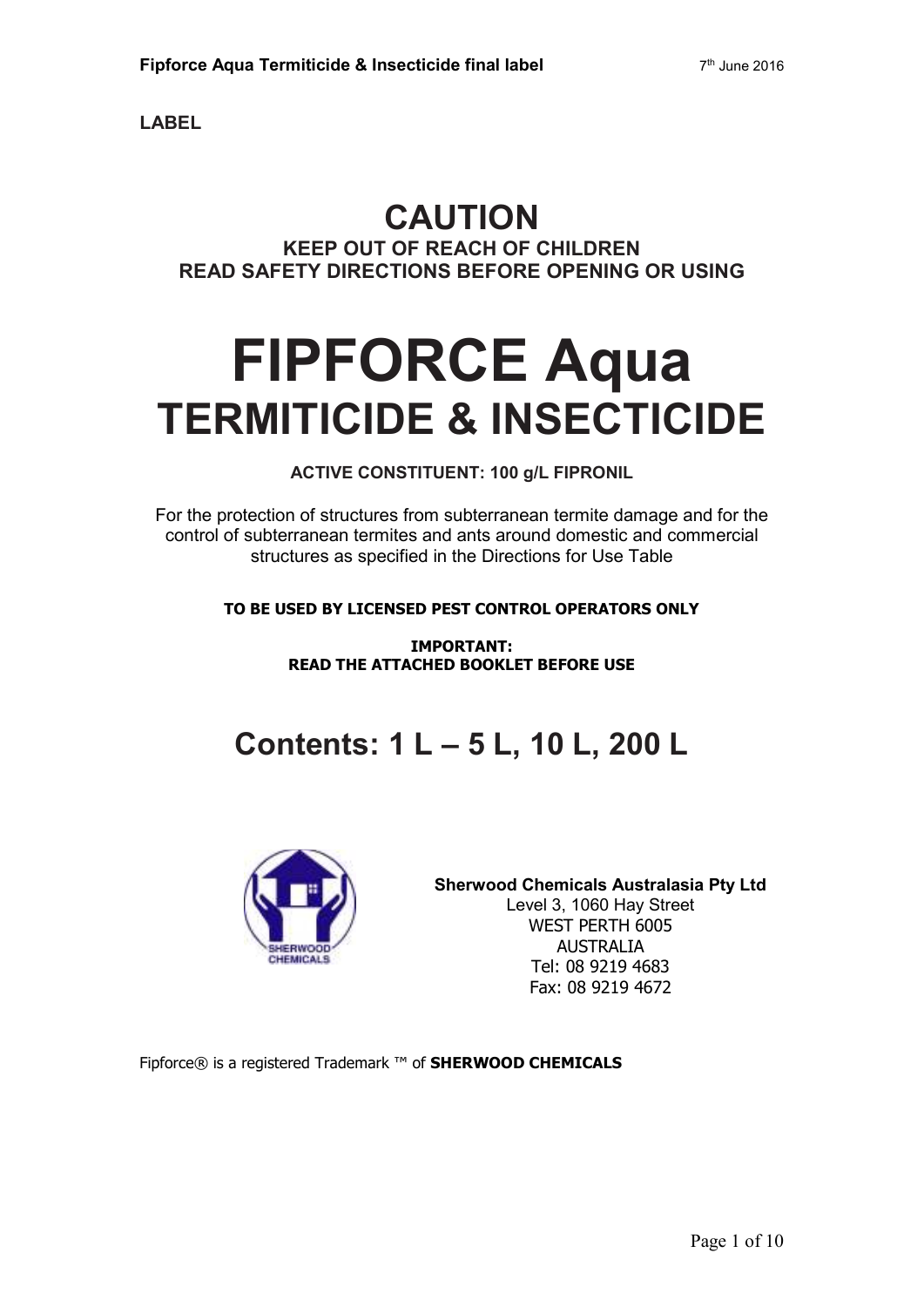**LABEL**

# CAUTION

**KEEP OUT OF REACH OF CHILDREN**
**READ SAFETY DIRECTIONS BEFORE OPENING OR USING**

# FIPFORCE Aqua

## TERMITICIDE & INSECTICIDE

**ACTIVE CONSTITUENT: 100 g/L FIPRONIL**

For the protection of structures from subterranean termite damage and for the control of subterranean termites and ants around domestic and commercial structures as specified in the Directions for Use Table

**TO BE USED BY LICENSED PEST CONTROL OPERATORS ONLY**

**IMPORTANT:**
**READ THE ATTACHED BOOKLET BEFORE USE**

## Contents: 1 L – 5 L, 10 L, 200 L

SHERWOOD CHEMICALS

**Sherwood Chemicals Australasia Pty Ltd**
Level 3, 1060 Hay Street
WEST PERTH 6005
AUSTRALIA
Tel: 08 9219 4683
Fax: 08 9219 4672

Fipforce® is a registered Trademark ™ of **SHERWOOD CHEMICALS**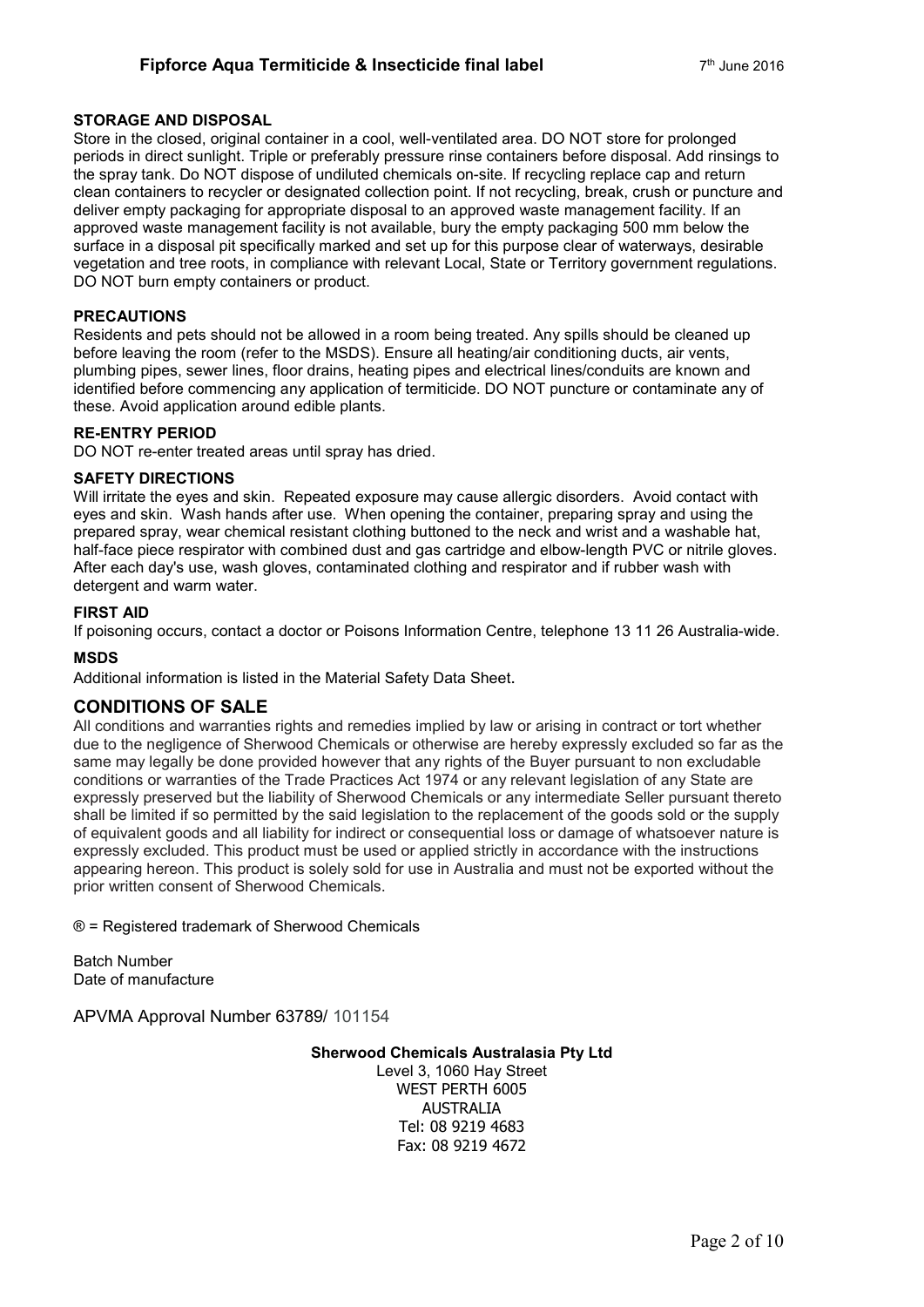### STORAGE AND DISPOSAL

Store in the closed, original container in a cool, well-ventilated area. DO NOT store for prolonged periods in direct sunlight. Triple or preferably pressure rinse containers before disposal. Add rinsings to the spray tank. Do NOT dispose of undiluted chemicals on-site. If recycling replace cap and return clean containers to recycler or designated collection point. If not recycling, break, crush or puncture and deliver empty packaging for appropriate disposal to an approved waste management facility. If an approved waste management facility is not available, bury the empty packaging 500 mm below the surface in a disposal pit specifically marked and set up for this purpose clear of waterways, desirable vegetation and tree roots, in compliance with relevant Local, State or Territory government regulations. DO NOT burn empty containers or product.

### PRECAUTIONS

Residents and pets should not be allowed in a room being treated. Any spills should be cleaned up before leaving the room (refer to the MSDS). Ensure all heating/air conditioning ducts, air vents, plumbing pipes, sewer lines, floor drains, heating pipes and electrical lines/conduits are known and identified before commencing any application of termiticide. DO NOT puncture or contaminate any of these. Avoid application around edible plants.

### RE-ENTRY PERIOD

DO NOT re-enter treated areas until spray has dried.

### SAFETY DIRECTIONS

Will irritate the eyes and skin. Repeated exposure may cause allergic disorders. Avoid contact with eyes and skin. Wash hands after use. When opening the container, preparing spray and using the prepared spray, wear chemical resistant clothing buttoned to the neck and wrist and a washable hat, half-face piece respirator with combined dust and gas cartridge and elbow-length PVC or nitrile gloves. After each day's use, wash gloves, contaminated clothing and respirator and if rubber wash with detergent and warm water.

### FIRST AID

If poisoning occurs, contact a doctor or Poisons Information Centre, telephone 13 11 26 Australia-wide.

### MSDS

Additional information is listed in the Material Safety Data Sheet.

## CONDITIONS OF SALE

All conditions and warranties rights and remedies implied by law or arising in contract or tort whether due to the negligence of Sherwood Chemicals or otherwise are hereby expressly excluded so far as the same may legally be done provided however that any rights of the Buyer pursuant to non excludable conditions or warranties of the Trade Practices Act 1974 or any relevant legislation of any State are expressly preserved but the liability of Sherwood Chemicals or any intermediate Seller pursuant thereto shall be limited if so permitted by the said legislation to the replacement of the goods sold or the supply of equivalent goods and all liability for indirect or consequential loss or damage of whatsoever nature is expressly excluded. This product must be used or applied strictly in accordance with the instructions appearing hereon. This product is solely sold for use in Australia and must not be exported without the prior written consent of Sherwood Chemicals.

® = Registered trademark of Sherwood Chemicals

Batch Number
Date of manufacture

APVMA Approval Number 63789/ 101154

**Sherwood Chemicals Australasia Pty Ltd**
Level 3, 1060 Hay Street
WEST PERTH 6005
AUSTRALIA
Tel: 08 9219 4683
Fax: 08 9219 4672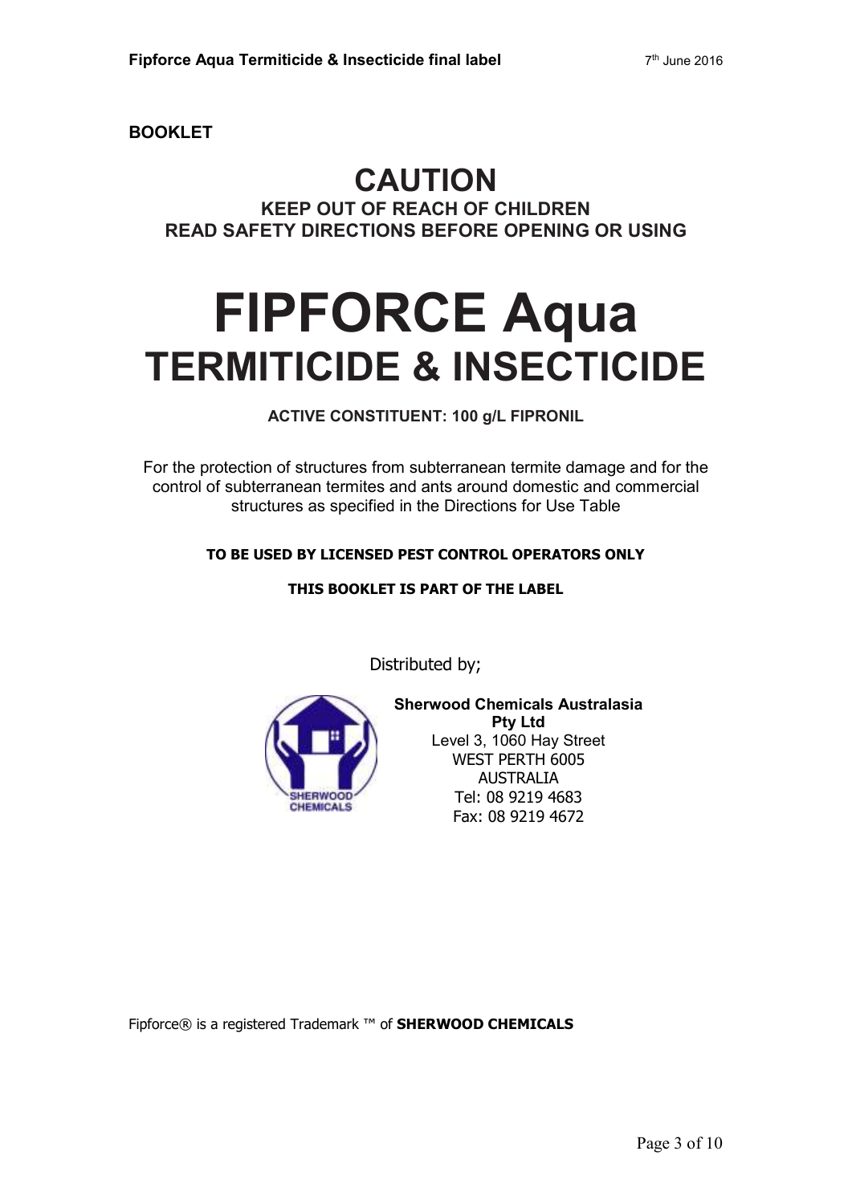**BOOKLET**

# CAUTION

**KEEP OUT OF REACH OF CHILDREN**
**READ SAFETY DIRECTIONS BEFORE OPENING OR USING**

# FIPFORCE Aqua
## TERMITICIDE & INSECTICIDE

**ACTIVE CONSTITUENT: 100 g/L FIPRONIL**

For the protection of structures from subterranean termite damage and for the control of subterranean termites and ants around domestic and commercial structures as specified in the Directions for Use Table

**TO BE USED BY LICENSED PEST CONTROL OPERATORS ONLY**

**THIS BOOKLET IS PART OF THE LABEL**

Distributed by;

**Sherwood Chemicals Australasia Pty Ltd**
Level 3, 1060 Hay Street
WEST PERTH 6005
AUSTRALIA
Tel: 08 9219 4683
Fax: 08 9219 4672

Fipforce® is a registered Trademark ™ of **SHERWOOD CHEMICALS**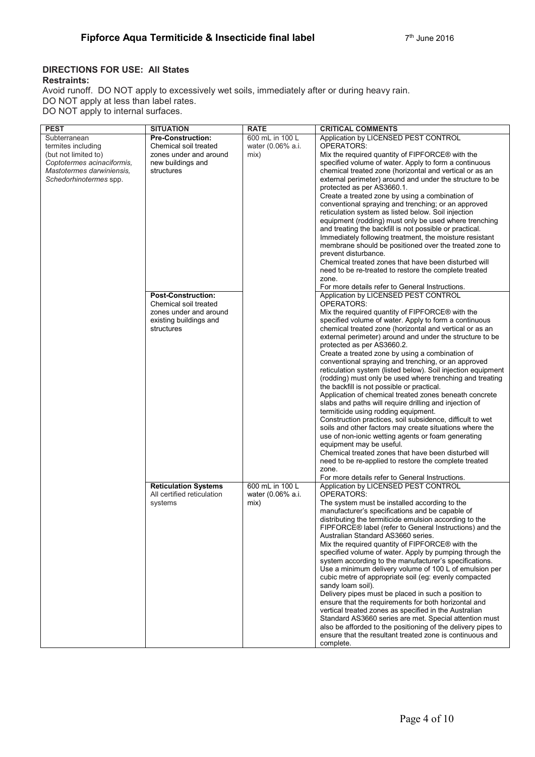## DIRECTIONS FOR USE: All States

**Restraints:**

Avoid runoff. DO NOT apply to excessively wet soils, immediately after or during heavy rain.
DO NOT apply at less than label rates.
DO NOT apply to internal surfaces.

| PEST | SITUATION | RATE | CRITICAL COMMENTS |
|---|---|---|---|
| Subterranean termites including (but not limited to) *Coptotermes acinaciformis, Mastotermes darwiniensis, Schedorhinotermes* spp. | **Pre-Construction:** Chemical soil treated zones under and around new buildings and structures | 600 mL in 100 L water (0.06% a.i. mix) | Application by LICENSED PEST CONTROL OPERATORS: Mix the required quantity of FIPFORCE® with the specified volume of water. Apply to form a continuous chemical treated zone (horizontal and vertical or as an external perimeter) around and under the structure to be protected as per AS3660.1. Create a treated zone by using a combination of conventional spraying and trenching; or an approved reticulation system as listed below. Soil injection equipment (rodding) must only be used where trenching and treating the backfill is not possible or practical. Immediately following treatment, the moisture resistant membrane should be positioned over the treated zone to prevent disturbance. Chemical treated zones that have been disturbed will need to be re-treated to restore the complete treated zone. For more details refer to General Instructions. |
| | **Post-Construction:** Chemical soil treated zones under and around existing buildings and structures | | Application by LICENSED PEST CONTROL OPERATORS: Mix the required quantity of FIPFORCE® with the specified volume of water. Apply to form a continuous chemical treated zone (horizontal and vertical or as an external perimeter) around and under the structure to be protected as per AS3660.2. Create a treated zone by using a combination of conventional spraying and trenching, or an approved reticulation system (listed below). Soil injection equipment (rodding) must only be used where trenching and treating the backfill is not possible or practical. Application of chemical treated zones beneath concrete slabs and paths will require drilling and injection of termiticide using rodding equipment. Construction practices, soil subsidence, difficult to wet soils and other factors may create situations where the use of non-ionic wetting agents or foam generating equipment may be useful. Chemical treated zones that have been disturbed will need to be re-applied to restore the complete treated zone. For more details refer to General Instructions. |
| | **Reticulation Systems** All certified reticulation systems | 600 mL in 100 L water (0.06% a.i. mix) | Application by LICENSED PEST CONTROL OPERATORS: The system must be installed according to the manufacturer's specifications and be capable of distributing the termiticide emulsion according to the FIPFORCE® label (refer to General Instructions) and the Australian Standard AS3660 series. Mix the required quantity of FIPFORCE® with the specified volume of water. Apply by pumping through the system according to the manufacturer's specifications. Use a minimum delivery volume of 100 L of emulsion per cubic metre of appropriate soil (eg: evenly compacted sandy loam soil). Delivery pipes must be placed in such a position to ensure that the requirements for both horizontal and vertical treated zones as specified in the Australian Standard AS3660 series are met. Special attention must also be afforded to the positioning of the delivery pipes to ensure that the resultant treated zone is continuous and complete. |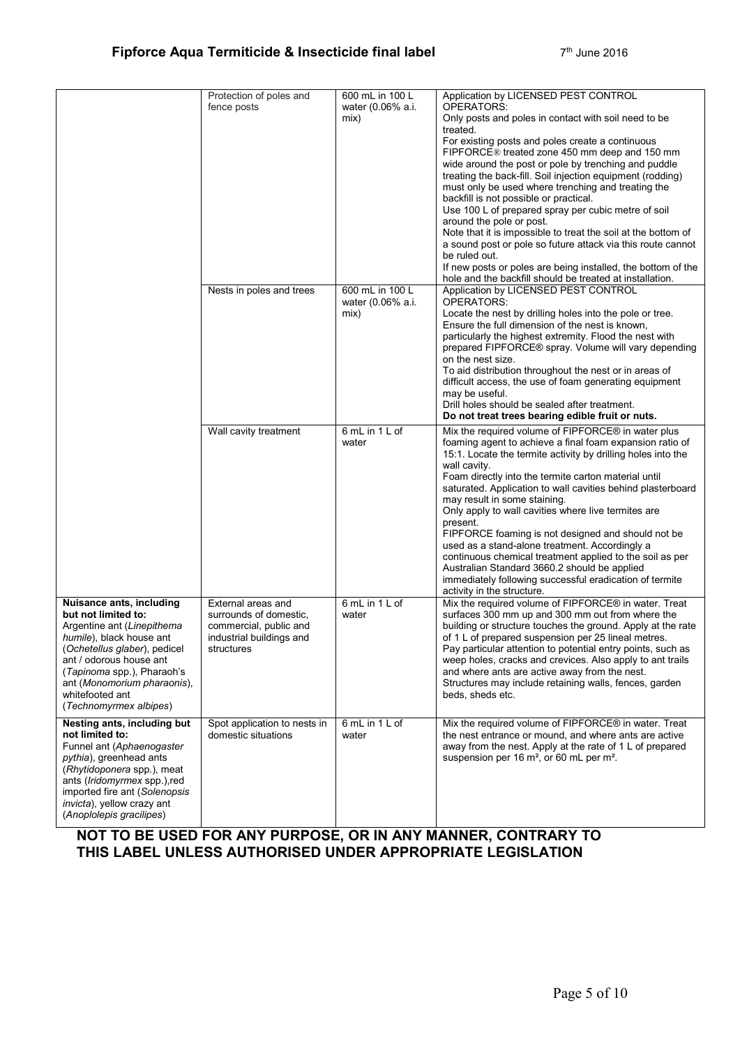| | | | |
|---|---|---|---|
| | Protection of poles and fence posts | 600 mL in 100 L water (0.06% a.i. mix) | Application by LICENSED PEST CONTROL OPERATORS:<br>Only posts and poles in contact with soil need to be treated.<br>For existing posts and poles create a continuous FIPFORCE® treated zone 450 mm deep and 150 mm wide around the post or pole by trenching and puddle treating the back-fill. Soil injection equipment (rodding) must only be used where trenching and treating the backfill is not possible or practical.<br>Use 100 L of prepared spray per cubic metre of soil around the pole or post.<br>Note that it is impossible to treat the soil at the bottom of a sound post or pole so future attack via this route cannot be ruled out.<br>If new posts or poles are being installed, the bottom of the hole and the backfill should be treated at installation. |
| | Nests in poles and trees | 600 mL in 100 L water (0.06% a.i. mix) | Application by LICENSED PEST CONTROL OPERATORS:<br>Locate the nest by drilling holes into the pole or tree. Ensure the full dimension of the nest is known, particularly the highest extremity. Flood the nest with prepared FIPFORCE® spray. Volume will vary depending on the nest size.<br>To aid distribution throughout the nest or in areas of difficult access, the use of foam generating equipment may be useful.<br>Drill holes should be sealed after treatment.<br>**Do not treat trees bearing edible fruit or nuts.** |
| | Wall cavity treatment | 6 mL in 1 L of water | Mix the required volume of FIPFORCE® in water plus foaming agent to achieve a final foam expansion ratio of 15:1. Locate the termite activity by drilling holes into the wall cavity.<br>Foam directly into the termite carton material until saturated. Application to wall cavities behind plasterboard may result in some staining.<br>Only apply to wall cavities where live termites are present.<br>FIPFORCE foaming is not designed and should not be used as a stand-alone treatment. Accordingly a continuous chemical treatment applied to the soil as per Australian Standard 3660.2 should be applied immediately following successful eradication of termite activity in the structure. |
| **Nuisance ants, including but not limited to:**<br>Argentine ant (*Linepithema humile*), black house ant (*Ochetellus glaber*), pedicel ant / odorous house ant (*Tapinoma* spp.), Pharaoh's ant (*Monomorium pharaonis*), whitefooted ant (*Technomyrmex albipes*) | External areas and surrounds of domestic, commercial, public and industrial buildings and structures | 6 mL in 1 L of water | Mix the required volume of FIPFORCE® in water. Treat surfaces 300 mm up and 300 mm out from where the building or structure touches the ground. Apply at the rate of 1 L of prepared suspension per 25 lineal metres.<br>Pay particular attention to potential entry points, such as weep holes, cracks and crevices. Also apply to ant trails and where ants are active away from the nest.<br>Structures may include retaining walls, fences, garden beds, sheds etc. |
| **Nesting ants, including but not limited to:**<br>Funnel ant (*Aphaenogaster pythia*), greenhead ants (*Rhytidoponera* spp.), meat ants (*Iridomyrmex* spp.),red imported fire ant (*Solenopsis invicta*), yellow crazy ant (*Anoplolepis gracilipes*) | Spot application to nests in domestic situations | 6 mL in 1 L of water | Mix the required volume of FIPFORCE® in water. Treat the nest entrance or mound, and where ants are active away from the nest. Apply at the rate of 1 L of prepared suspension per 16 m², or 60 mL per m². |

**NOT TO BE USED FOR ANY PURPOSE, OR IN ANY MANNER, CONTRARY TO THIS LABEL UNLESS AUTHORISED UNDER APPROPRIATE LEGISLATION**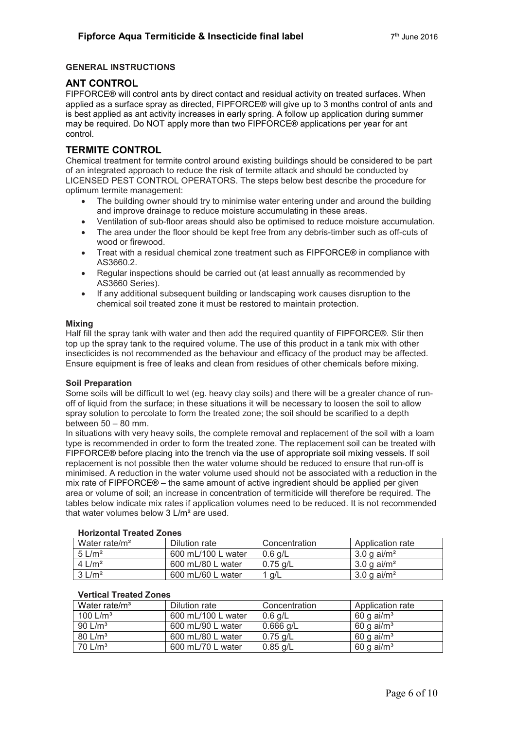### GENERAL INSTRUCTIONS

## ANT CONTROL

FIPFORCE® will control ants by direct contact and residual activity on treated surfaces. When applied as a surface spray as directed, FIPFORCE® will give up to 3 months control of ants and is best applied as ant activity increases in early spring. A follow up application during summer may be required. Do NOT apply more than two FIPFORCE® applications per year for ant control.

## TERMITE CONTROL

Chemical treatment for termite control around existing buildings should be considered to be part of an integrated approach to reduce the risk of termite attack and should be conducted by LICENSED PEST CONTROL OPERATORS. The steps below best describe the procedure for optimum termite management:

- The building owner should try to minimise water entering under and around the building and improve drainage to reduce moisture accumulating in these areas.
- Ventilation of sub-floor areas should also be optimised to reduce moisture accumulation.
- The area under the floor should be kept free from any debris-timber such as off-cuts of wood or firewood.
- Treat with a residual chemical zone treatment such as FIPFORCE® in compliance with AS3660.2.
- Regular inspections should be carried out (at least annually as recommended by AS3660 Series).
- If any additional subsequent building or landscaping work causes disruption to the chemical soil treated zone it must be restored to maintain protection.

### Mixing

Half fill the spray tank with water and then add the required quantity of FIPFORCE®. Stir then top up the spray tank to the required volume. The use of this product in a tank mix with other insecticides is not recommended as the behaviour and efficacy of the product may be affected. Ensure equipment is free of leaks and clean from residues of other chemicals before mixing.

### Soil Preparation

Some soils will be difficult to wet (eg. heavy clay soils) and there will be a greater chance of run-off of liquid from the surface; in these situations it will be necessary to loosen the soil to allow spray solution to percolate to form the treated zone; the soil should be scarified to a depth between 50 – 80 mm.

In situations with very heavy soils, the complete removal and replacement of the soil with a loam type is recommended in order to form the treated zone. The replacement soil can be treated with FIPFORCE® before placing into the trench via the use of appropriate soil mixing vessels. If soil replacement is not possible then the water volume should be reduced to ensure that run-off is minimised. A reduction in the water volume used should not be associated with a reduction in the mix rate of FIPFORCE® – the same amount of active ingredient should be applied per given area or volume of soil; an increase in concentration of termiticide will therefore be required. The tables below indicate mix rates if application volumes need to be reduced. It is not recommended that water volumes below 3 L/m² are used.

**Horizontal Treated Zones**

| Water rate/m² | Dilution rate | Concentration | Application rate |
|---|---|---|---|
| 5 L/m² | 600 mL/100 L water | 0.6 g/L | 3.0 g ai/m² |
| 4 L/m² | 600 mL/80 L water | 0.75 g/L | 3.0 g ai/m² |
| 3 L/m² | 600 mL/60 L water | 1 g/L | 3.0 g ai/m² |

**Vertical Treated Zones**

| Water rate/m³ | Dilution rate | Concentration | Application rate |
|---|---|---|---|
| 100 L/m³ | 600 mL/100 L water | 0.6 g/L | 60 g ai/m³ |
| 90 L/m³ | 600 mL/90 L water | 0.666 g/L | 60 g ai/m³ |
| 80 L/m³ | 600 mL/80 L water | 0.75 g/L | 60 g ai/m³ |
| 70 L/m³ | 600 mL/70 L water | 0.85 g/L | 60 g ai/m³ |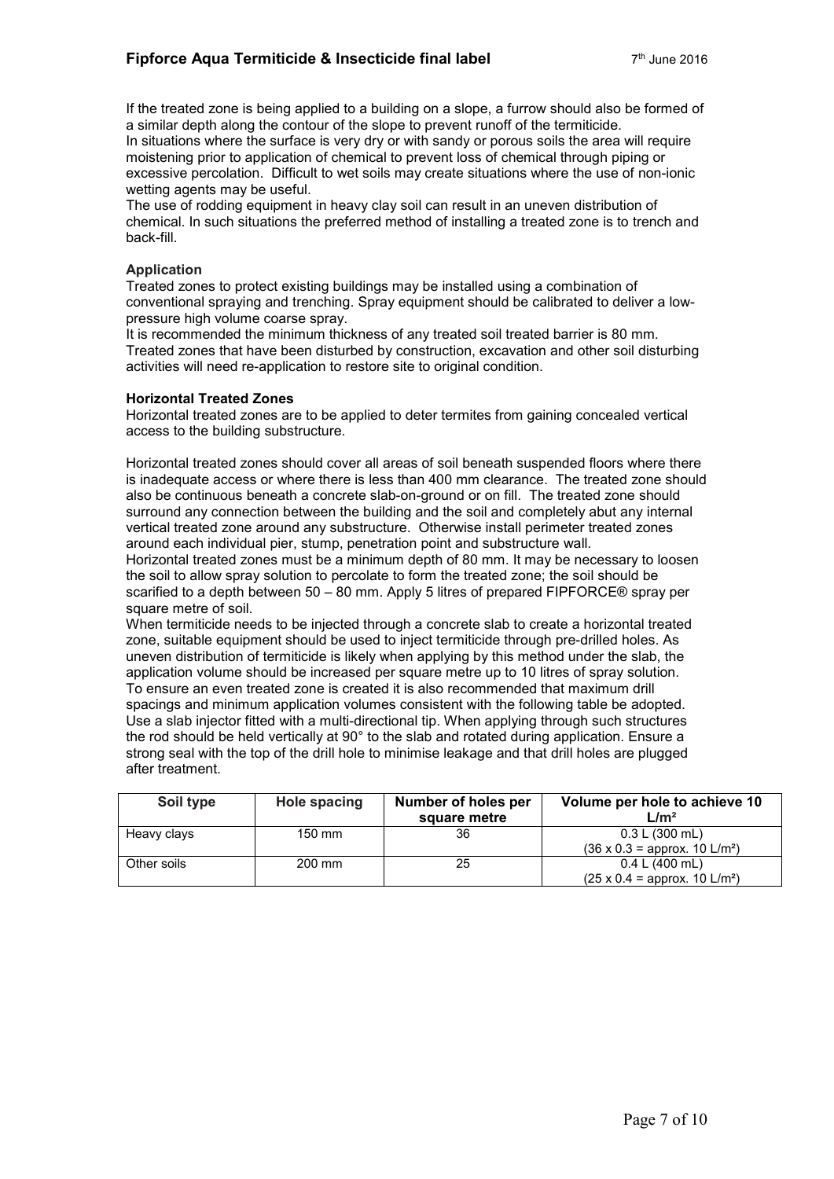If the treated zone is being applied to a building on a slope, a furrow should also be formed of a similar depth along the contour of the slope to prevent runoff of the termiticide.
In situations where the surface is very dry or with sandy or porous soils the area will require moistening prior to application of chemical to prevent loss of chemical through piping or excessive percolation. Difficult to wet soils may create situations where the use of non-ionic wetting agents may be useful.
The use of rodding equipment in heavy clay soil can result in an uneven distribution of chemical. In such situations the preferred method of installing a treated zone is to trench and back-fill.

**Application**

Treated zones to protect existing buildings may be installed using a combination of conventional spraying and trenching. Spray equipment should be calibrated to deliver a low-pressure high volume coarse spray.
It is recommended the minimum thickness of any treated soil treated barrier is 80 mm. Treated zones that have been disturbed by construction, excavation and other soil disturbing activities will need re-application to restore site to original condition.

**Horizontal Treated Zones**

Horizontal treated zones are to be applied to deter termites from gaining concealed vertical access to the building substructure.

Horizontal treated zones should cover all areas of soil beneath suspended floors where there is inadequate access or where there is less than 400 mm clearance. The treated zone should also be continuous beneath a concrete slab-on-ground or on fill. The treated zone should surround any connection between the building and the soil and completely abut any internal vertical treated zone around any substructure. Otherwise install perimeter treated zones around each individual pier, stump, penetration point and substructure wall.
Horizontal treated zones must be a minimum depth of 80 mm. It may be necessary to loosen the soil to allow spray solution to percolate to form the treated zone; the soil should be scarified to a depth between 50 – 80 mm. Apply 5 litres of prepared FIPFORCE® spray per square metre of soil.
When termiticide needs to be injected through a concrete slab to create a horizontal treated zone, suitable equipment should be used to inject termiticide through pre-drilled holes. As uneven distribution of termiticide is likely when applying by this method under the slab, the application volume should be increased per square metre up to 10 litres of spray solution.
To ensure an even treated zone is created it is also recommended that maximum drill spacings and minimum application volumes consistent with the following table be adopted. Use a slab injector fitted with a multi-directional tip. When applying through such structures the rod should be held vertically at 90° to the slab and rotated during application. Ensure a strong seal with the top of the drill hole to minimise leakage and that drill holes are plugged after treatment.

| Soil type | Hole spacing | Number of holes per square metre | Volume per hole to achieve 10 L/m² |
|---|---|---|---|
| Heavy clays | 150 mm | 36 | 0.3 L (300 mL) (36 x 0.3 = approx. 10 L/m²) |
| Other soils | 200 mm | 25 | 0.4 L (400 mL) (25 x 0.4 = approx. 10 L/m²) |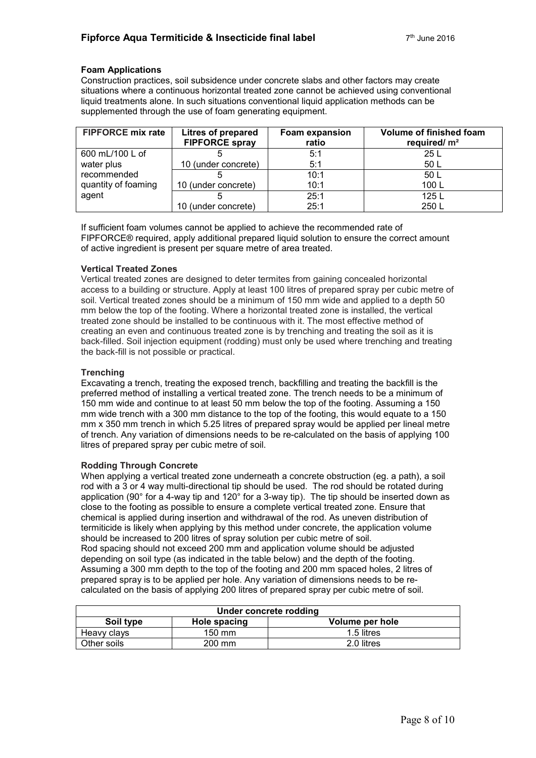### Foam Applications

Construction practices, soil subsidence under concrete slabs and other factors may create situations where a continuous horizontal treated zone cannot be achieved using conventional liquid treatments alone. In such situations conventional liquid application methods can be supplemented through the use of foam generating equipment.

| FIPFORCE mix rate | Litres of prepared FIPFORCE spray | Foam expansion ratio | Volume of finished foam required/ m² |
|---|---|---|---|
| 600 mL/100 L of water plus recommended quantity of foaming agent | 5 | 5:1 | 25 L |
| | 10 (under concrete) | 5:1 | 50 L |
| | 5 | 10:1 | 50 L |
| | 10 (under concrete) | 10:1 | 100 L |
| | 5 | 25:1 | 125 L |
| | 10 (under concrete) | 25:1 | 250 L |

If sufficient foam volumes cannot be applied to achieve the recommended rate of FIPFORCE® required, apply additional prepared liquid solution to ensure the correct amount of active ingredient is present per square metre of area treated.

### Vertical Treated Zones

Vertical treated zones are designed to deter termites from gaining concealed horizontal access to a building or structure. Apply at least 100 litres of prepared spray per cubic metre of soil. Vertical treated zones should be a minimum of 150 mm wide and applied to a depth 50 mm below the top of the footing. Where a horizontal treated zone is installed, the vertical treated zone should be installed to be continuous with it. The most effective method of creating an even and continuous treated zone is by trenching and treating the soil as it is back-filled. Soil injection equipment (rodding) must only be used where trenching and treating the back-fill is not possible or practical.

### Trenching

Excavating a trench, treating the exposed trench, backfilling and treating the backfill is the preferred method of installing a vertical treated zone. The trench needs to be a minimum of 150 mm wide and continue to at least 50 mm below the top of the footing. Assuming a 150 mm wide trench with a 300 mm distance to the top of the footing, this would equate to a 150 mm x 350 mm trench in which 5.25 litres of prepared spray would be applied per lineal metre of trench. Any variation of dimensions needs to be re-calculated on the basis of applying 100 litres of prepared spray per cubic metre of soil.

### Rodding Through Concrete

When applying a vertical treated zone underneath a concrete obstruction (eg. a path), a soil rod with a 3 or 4 way multi-directional tip should be used. The rod should be rotated during application (90° for a 4-way tip and 120° for a 3-way tip). The tip should be inserted down as close to the footing as possible to ensure a complete vertical treated zone. Ensure that chemical is applied during insertion and withdrawal of the rod. As uneven distribution of termiticide is likely when applying by this method under concrete, the application volume should be increased to 200 litres of spray solution per cubic metre of soil.
Rod spacing should not exceed 200 mm and application volume should be adjusted depending on soil type (as indicated in the table below) and the depth of the footing. Assuming a 300 mm depth to the top of the footing and 200 mm spaced holes, 2 litres of prepared spray is to be applied per hole. Any variation of dimensions needs to be re-calculated on the basis of applying 200 litres of prepared spray per cubic metre of soil.

| Under concrete rodding | | |
|---|---|---|
| **Soil type** | **Hole spacing** | **Volume per hole** |
| Heavy clays | 150 mm | 1.5 litres |
| Other soils | 200 mm | 2.0 litres |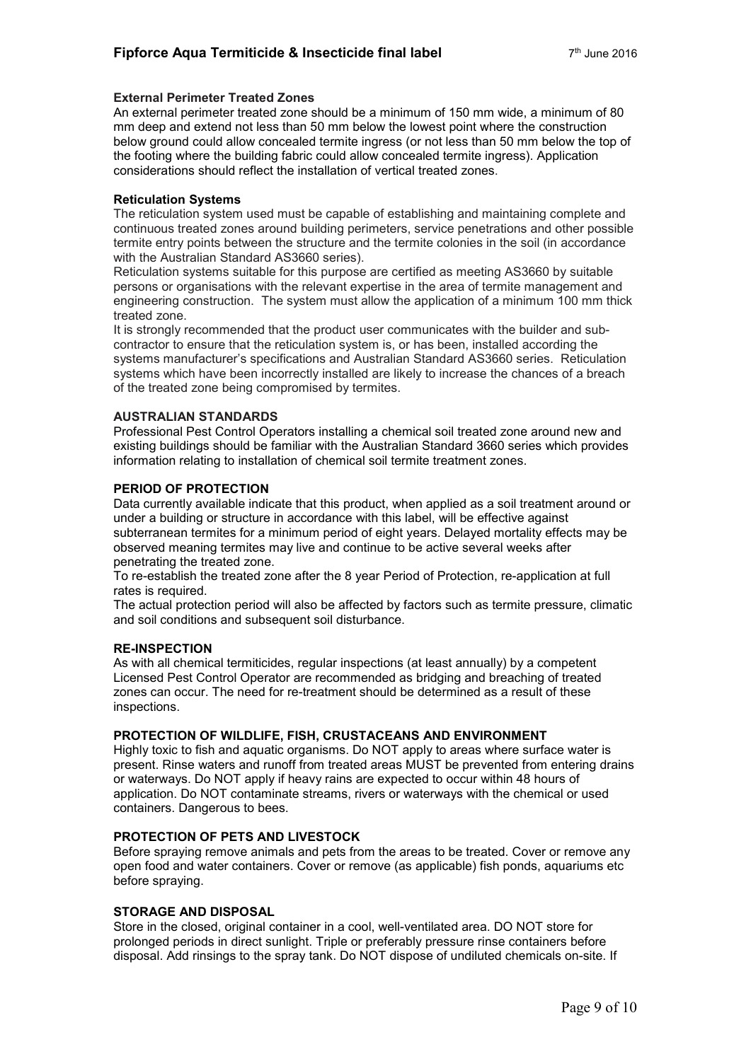**External Perimeter Treated Zones**

An external perimeter treated zone should be a minimum of 150 mm wide, a minimum of 80 mm deep and extend not less than 50 mm below the lowest point where the construction below ground could allow concealed termite ingress (or not less than 50 mm below the top of the footing where the building fabric could allow concealed termite ingress). Application considerations should reflect the installation of vertical treated zones.

**Reticulation Systems**

The reticulation system used must be capable of establishing and maintaining complete and continuous treated zones around building perimeters, service penetrations and other possible termite entry points between the structure and the termite colonies in the soil (in accordance with the Australian Standard AS3660 series).

Reticulation systems suitable for this purpose are certified as meeting AS3660 by suitable persons or organisations with the relevant expertise in the area of termite management and engineering construction. The system must allow the application of a minimum 100 mm thick treated zone.

It is strongly recommended that the product user communicates with the builder and sub-contractor to ensure that the reticulation system is, or has been, installed according the systems manufacturer's specifications and Australian Standard AS3660 series. Reticulation systems which have been incorrectly installed are likely to increase the chances of a breach of the treated zone being compromised by termites.

**AUSTRALIAN STANDARDS**

Professional Pest Control Operators installing a chemical soil treated zone around new and existing buildings should be familiar with the Australian Standard 3660 series which provides information relating to installation of chemical soil termite treatment zones.

**PERIOD OF PROTECTION**

Data currently available indicate that this product, when applied as a soil treatment around or under a building or structure in accordance with this label, will be effective against subterranean termites for a minimum period of eight years. Delayed mortality effects may be observed meaning termites may live and continue to be active several weeks after penetrating the treated zone.

To re-establish the treated zone after the 8 year Period of Protection, re-application at full rates is required.

The actual protection period will also be affected by factors such as termite pressure, climatic and soil conditions and subsequent soil disturbance.

**RE-INSPECTION**

As with all chemical termiticides, regular inspections (at least annually) by a competent Licensed Pest Control Operator are recommended as bridging and breaching of treated zones can occur. The need for re-treatment should be determined as a result of these inspections.

**PROTECTION OF WILDLIFE, FISH, CRUSTACEANS AND ENVIRONMENT**

Highly toxic to fish and aquatic organisms. Do NOT apply to areas where surface water is present. Rinse waters and runoff from treated areas MUST be prevented from entering drains or waterways. Do NOT apply if heavy rains are expected to occur within 48 hours of application. Do NOT contaminate streams, rivers or waterways with the chemical or used containers. Dangerous to bees.

**PROTECTION OF PETS AND LIVESTOCK**

Before spraying remove animals and pets from the areas to be treated. Cover or remove any open food and water containers. Cover or remove (as applicable) fish ponds, aquariums etc before spraying.

**STORAGE AND DISPOSAL**

Store in the closed, original container in a cool, well-ventilated area. DO NOT store for prolonged periods in direct sunlight. Triple or preferably pressure rinse containers before disposal. Add rinsings to the spray tank. Do NOT dispose of undiluted chemicals on-site. If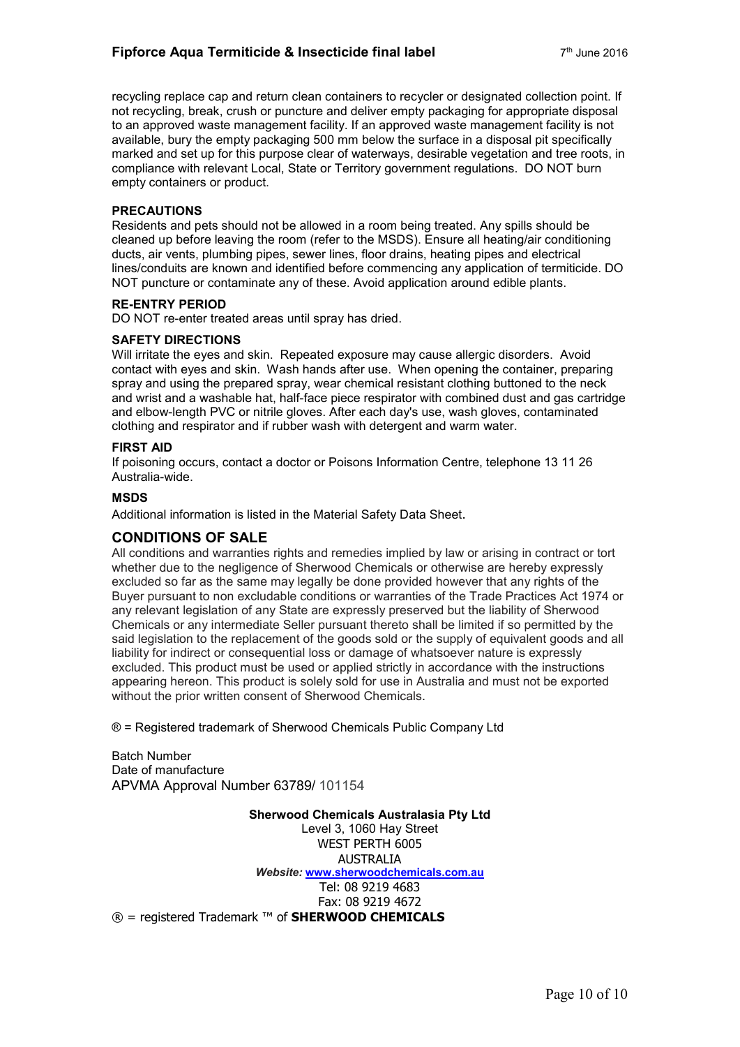recycling replace cap and return clean containers to recycler or designated collection point. If not recycling, break, crush or puncture and deliver empty packaging for appropriate disposal to an approved waste management facility. If an approved waste management facility is not available, bury the empty packaging 500 mm below the surface in a disposal pit specifically marked and set up for this purpose clear of waterways, desirable vegetation and tree roots, in compliance with relevant Local, State or Territory government regulations. DO NOT burn empty containers or product.

**PRECAUTIONS**

Residents and pets should not be allowed in a room being treated. Any spills should be cleaned up before leaving the room (refer to the MSDS). Ensure all heating/air conditioning ducts, air vents, plumbing pipes, sewer lines, floor drains, heating pipes and electrical lines/conduits are known and identified before commencing any application of termiticide. DO NOT puncture or contaminate any of these. Avoid application around edible plants.

**RE-ENTRY PERIOD**

DO NOT re-enter treated areas until spray has dried.

**SAFETY DIRECTIONS**

Will irritate the eyes and skin. Repeated exposure may cause allergic disorders. Avoid contact with eyes and skin. Wash hands after use. When opening the container, preparing spray and using the prepared spray, wear chemical resistant clothing buttoned to the neck and wrist and a washable hat, half-face piece respirator with combined dust and gas cartridge and elbow-length PVC or nitrile gloves. After each day's use, wash gloves, contaminated clothing and respirator and if rubber wash with detergent and warm water.

**FIRST AID**

If poisoning occurs, contact a doctor or Poisons Information Centre, telephone 13 11 26 Australia-wide.

**MSDS**

Additional information is listed in the Material Safety Data Sheet.

## CONDITIONS OF SALE

All conditions and warranties rights and remedies implied by law or arising in contract or tort whether due to the negligence of Sherwood Chemicals or otherwise are hereby expressly excluded so far as the same may legally be done provided however that any rights of the Buyer pursuant to non excludable conditions or warranties of the Trade Practices Act 1974 or any relevant legislation of any State are expressly preserved but the liability of Sherwood Chemicals or any intermediate Seller pursuant thereto shall be limited if so permitted by the said legislation to the replacement of the goods sold or the supply of equivalent goods and all liability for indirect or consequential loss or damage of whatsoever nature is expressly excluded. This product must be used or applied strictly in accordance with the instructions appearing hereon. This product is solely sold for use in Australia and must not be exported without the prior written consent of Sherwood Chemicals.

® = Registered trademark of Sherwood Chemicals Public Company Ltd

Batch Number
Date of manufacture
APVMA Approval Number 63789/ 101154

**Sherwood Chemicals Australasia Pty Ltd**
Level 3, 1060 Hay Street
WEST PERTH 6005
AUSTRALIA
***Website:*** **www.sherwoodchemicals.com.au**
Tel: 08 9219 4683
Fax: 08 9219 4672

® = registered Trademark ™ of **SHERWOOD CHEMICALS**